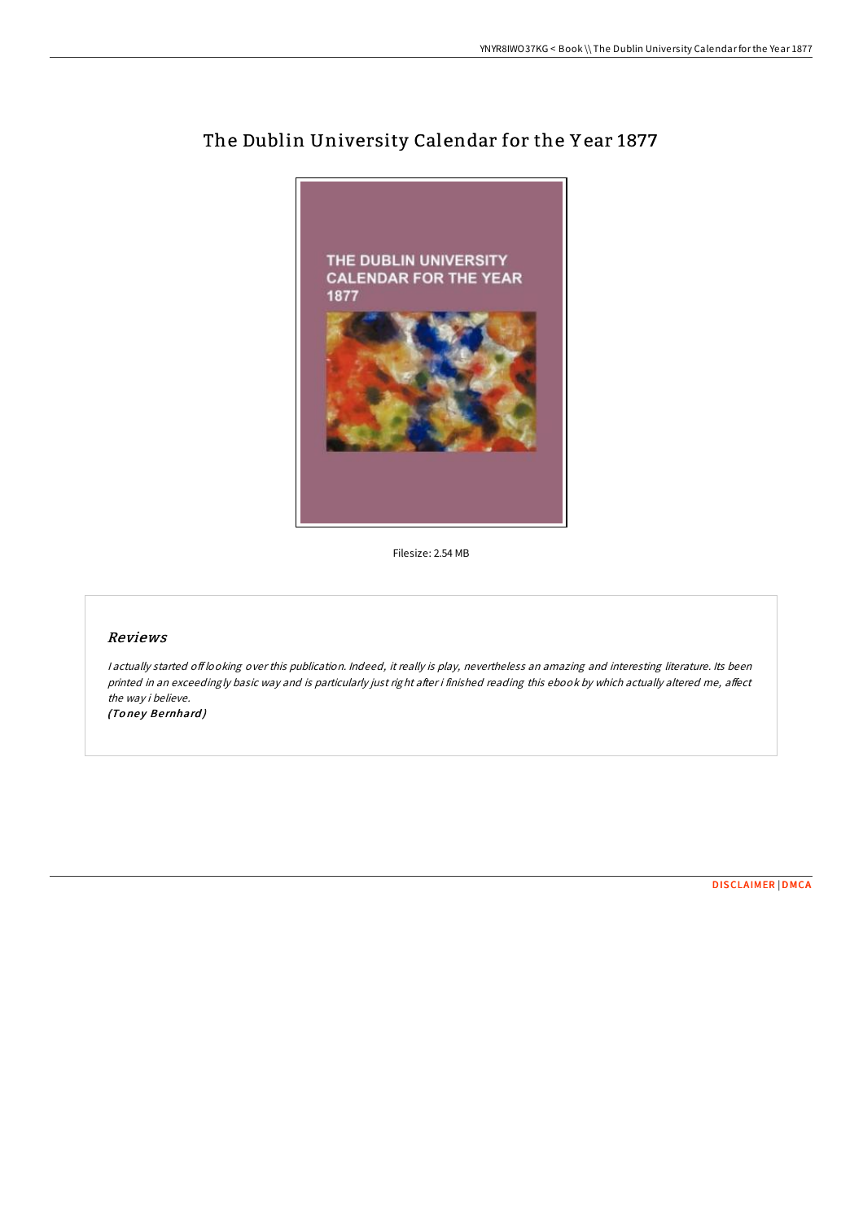# The Dublin University Calendar for the Year 1877

Filesize: 2.54 MB

## *Reviews*

*I actually started off looking over this publication. Indeed, it really is play, nevertheless an amazing and interesting literature. Its been printed in an exceedingly basic way and is particularly just right after i finished reading this ebook by which actually altered me, affect the way i believe.*

*(Toney Bernhard)*

DISCLAIMER | DMCA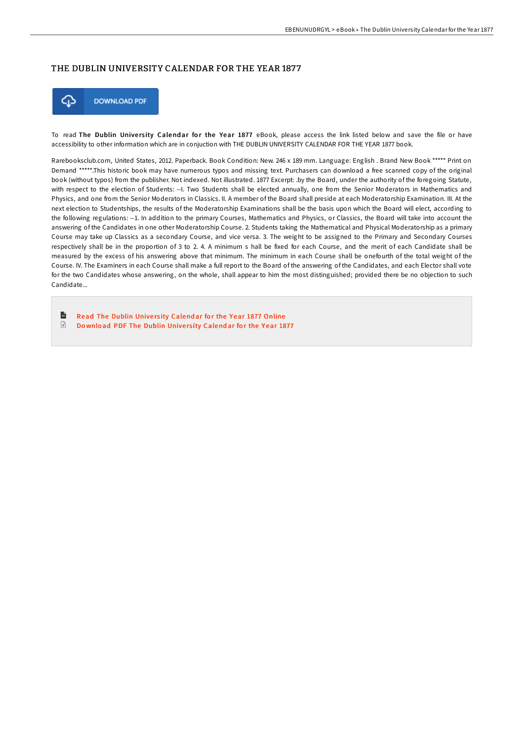# THE DUBLIN UNIVERSITY CALENDAR FOR THE YEAR 1877

DOWNLOAD PDF

To read **The Dublin University Calendar for the Year 1877** eBook, please access the link listed below and save the file or have accessibility to other information which are in conjuction with THE DUBLIN UNIVERSITY CALENDAR FOR THE YEAR 1877 book.

Rarebooksclub.com, United States, 2012. Paperback. Book Condition: New. 246 x 189 mm. Language: English . Brand New Book ***** Print on Demand *****.This historic book may have numerous typos and missing text. Purchasers can download a free scanned copy of the original book (without typos) from the publisher. Not indexed. Not illustrated. 1877 Excerpt: .by the Board, under the authority of the foregoing Statute, with respect to the election of Students: --I. Two Students shall be elected annually, one from the Senior Moderators in Mathematics and Physics, and one from the Senior Moderators in Classics. II. A member of the Board shall preside at each Moderatorship Examination. III. At the next election to Studentships, the results of the Moderatorship Examinations shall be the basis upon which the Board will elect, according to the following regulations: --1. In addition to the primary Courses, Mathematics and Physics, or Classics, the Board will take into account the answering of the Candidates in one other Moderatorship Course. 2. Students taking the Mathematical and Physical Moderatorship as a primary Course may take up Classics as a secondary Course, and vice versa. 3. The weight to be assigned to the Primary and Secondary Courses respectively shall be in the proportion of 3 to 2. 4. A minimum s hall be fixed for each Course, and the merit of each Candidate shall be measured by the excess of his answering above that minimum. The minimum in each Course shall be onefourth of the total weight of the Course. IV. The Examiners in each Course shall make a full report to the Board of the answering of the Candidates, and each Elector shall vote for the two Candidates whose answering, on the whole, shall appear to him the most distinguished; provided there be no objection to such Candidate...

- Read The Dublin University Calendar for the Year 1877 Online
- Download PDF The Dublin University Calendar for the Year 1877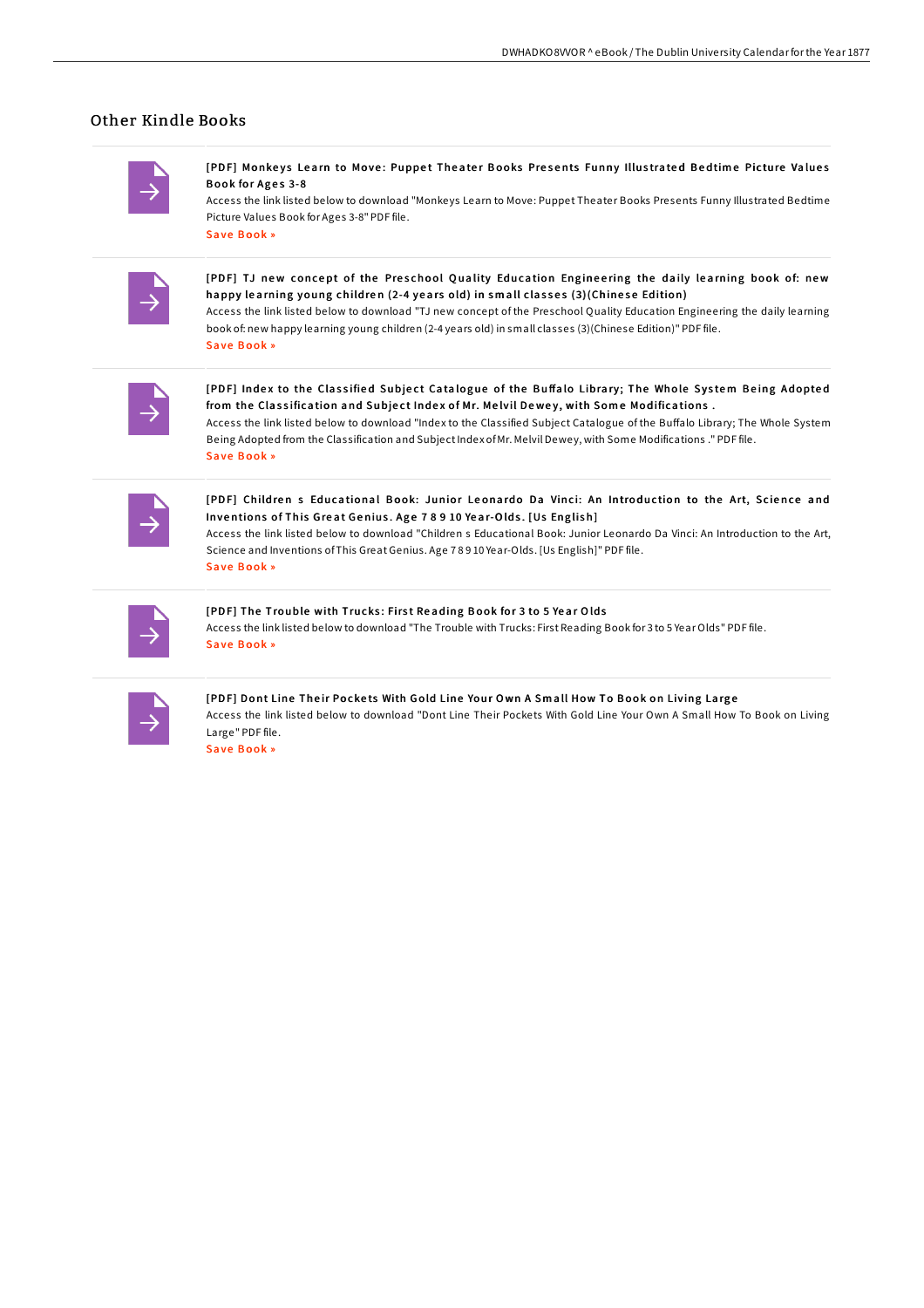## Other Kindle Books

[PDF] Monkeys Learn to Move: Puppet Theater Books Presents Funny Illustrated Bedtime Picture Values Book for Ages 3-8

Access the link listed below to download "Monkeys Learn to Move: Puppet Theater Books Presents Funny Illustrated Bedtime Picture Values Book for Ages 3-8" PDF file.

Save Book »

[PDF] TJ new concept of the Preschool Quality Education Engineering the daily learning book of: new happy learning young children (2-4 years old) in small classes (3)(Chinese Edition)

Access the link listed below to download "TJ new concept of the Preschool Quality Education Engineering the daily learning book of: new happy learning young children (2-4 years old) in small classes (3)(Chinese Edition)" PDF file.

Save Book »

[PDF] Index to the Classified Subject Catalogue of the Buffalo Library; The Whole System Being Adopted from the Classification and Subject Index of Mr. Melvil Dewey, with Some Modifications .

Access the link listed below to download "Index to the Classified Subject Catalogue of the Buffalo Library; The Whole System Being Adopted from the Classification and Subject Index of Mr. Melvil Dewey, with Some Modifications ." PDF file.

Save Book »

[PDF] Children s Educational Book: Junior Leonardo Da Vinci: An Introduction to the Art, Science and Inventions of This Great Genius. Age 7 8 9 10 Year-Olds. [Us English]

Access the link listed below to download "Children s Educational Book: Junior Leonardo Da Vinci: An Introduction to the Art, Science and Inventions of This Great Genius. Age 7 8 9 10 Year-Olds. [Us English]" PDF file.

Save Book »

[PDF] The Trouble with Trucks: First Reading Book for 3 to 5 Year Olds

Access the link listed below to download "The Trouble with Trucks: First Reading Book for 3 to 5 Year Olds" PDF file.

Save Book »

[PDF] Dont Line Their Pockets With Gold Line Your Own A Small How To Book on Living Large

Access the link listed below to download "Dont Line Their Pockets With Gold Line Your Own A Small How To Book on Living Large" PDF file.

Save Book »